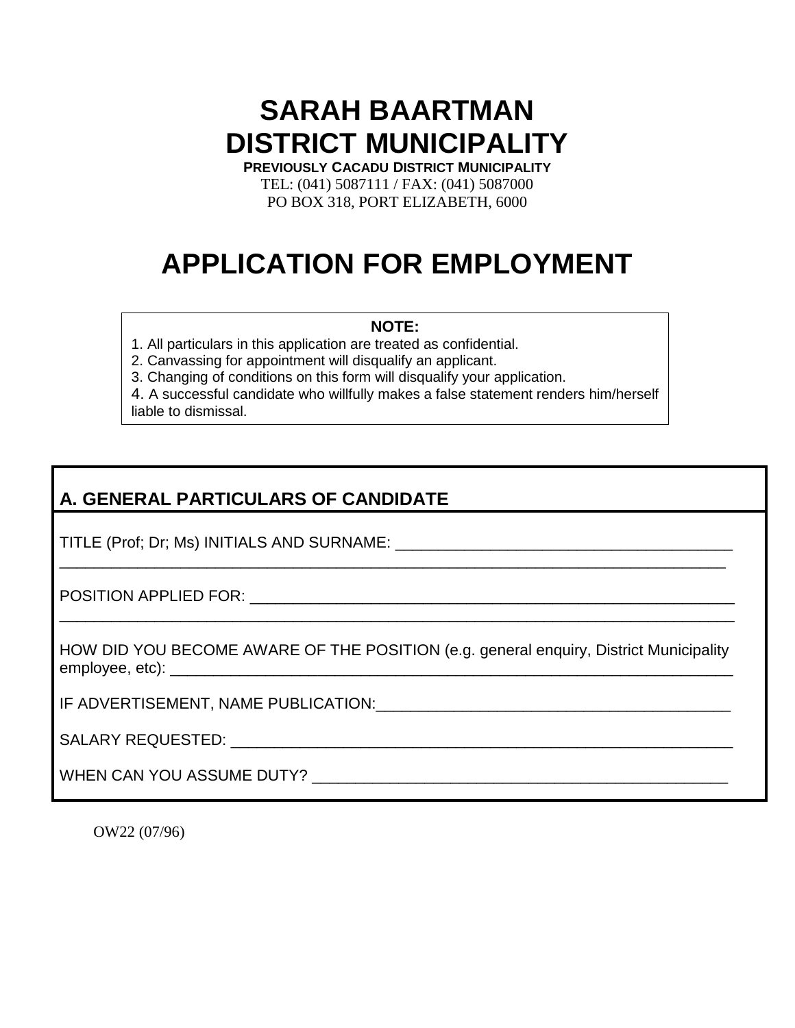# SARAH BAARTMAN DISTRICT MUNICIPALITY

**PREVIOUSLY CACADU DISTRICT MUNICIPALITY**

TEL: (041) 5087111 / FAX: (041) 5087000

PO BOX 318, PORT ELIZABETH, 6000

# APPLICATION FOR EMPLOYMENT

**NOTE:**

1. All particulars in this application are treated as confidential.
2. Canvassing for appointment will disqualify an applicant.
3. Changing of conditions on this form will disqualify your application.
4. A successful candidate who willfully makes a false statement renders him/herself liable to dismissal.

## A. GENERAL PARTICULARS OF CANDIDATE

TITLE (Prof; Dr; Ms) INITIALS AND SURNAME: ________________________________________
_______________________________________________________________________________

POSITION APPLIED FOR: __________________________________________________________
_______________________________________________________________________________

HOW DID YOU BECOME AWARE OF THE POSITION (e.g. general enquiry, District Municipality employee, etc): ______________________________________________________________

IF ADVERTISEMENT, NAME PUBLICATION:__________________________________________

SALARY REQUESTED: _____________________________________________________________

WHEN CAN YOU ASSUME DUTY? _____________________________________________________

OW22 (07/96)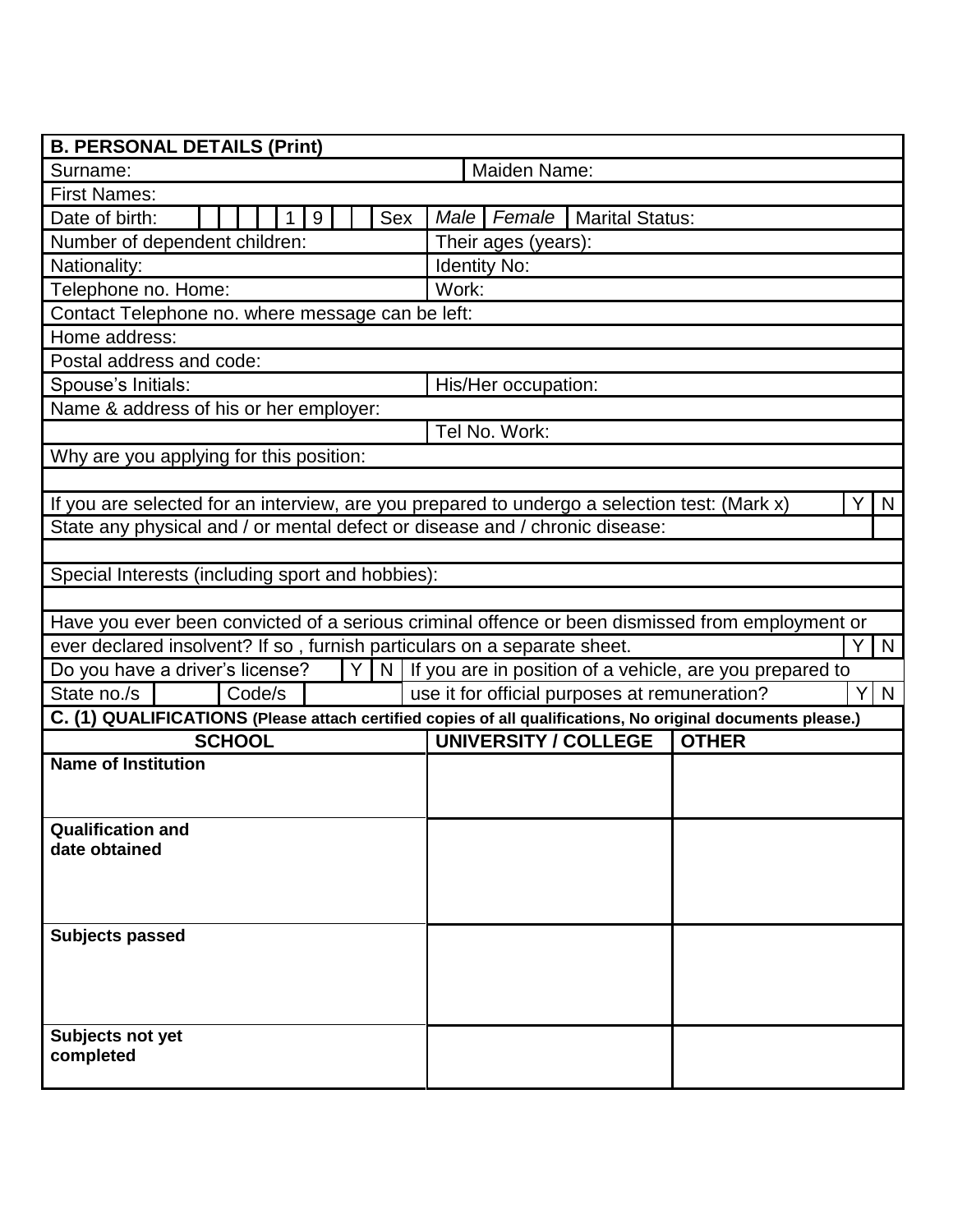| **B. PERSONAL DETAILS (Print)** | | | |
|---|---|---|---|
| Surname: | | Maiden Name: | |
| First Names: | | | |
| Date of birth: \_ \_ \_ \_ 1 9 \_ \_ | Sex | *Male* \| *Female* | Marital Status: |
| Number of dependent children: | | Their ages (years): | |
| Nationality: | | Identity No: | |
| Telephone no. Home: | | Work: | |
| Contact Telephone no. where message can be left: | | | |
| Home address: | | | |
| Postal address and code: | | | |
| Spouse's Initials: | | His/Her occupation: | |
| Name & address of his or her employer: | | | |
| | | Tel No. Work: | |
| Why are you applying for this position: | | | |
| | | | |
| If you are selected for an interview, are you prepared to undergo a selection test: (Mark x) | | | Y \| N |
| State any physical and / or mental defect or disease and / chronic disease: | | | |
| | | | |
| Special Interests (including sport and hobbies): | | | |
| | | | |
| Have you ever been convicted of a serious criminal offence or been dismissed from employment or ever declared insolvent? If so , furnish particulars on a separate sheet. | | | Y \| N |
| Do you have a driver's license? Y \| N | | If you are in position of a vehicle, are you prepared to use it for official purposes at remuneration? | Y \| N |
| State no./s | Code/s | | |

**C. (1) QUALIFICATIONS (Please attach certified copies of all qualifications, No original documents please.)**

| SCHOOL | UNIVERSITY / COLLEGE | OTHER |
|---|---|---|
| **Name of Institution** | | |
| **Qualification and date obtained** | | |
| **Subjects passed** | | |
| **Subjects not yet completed** | | |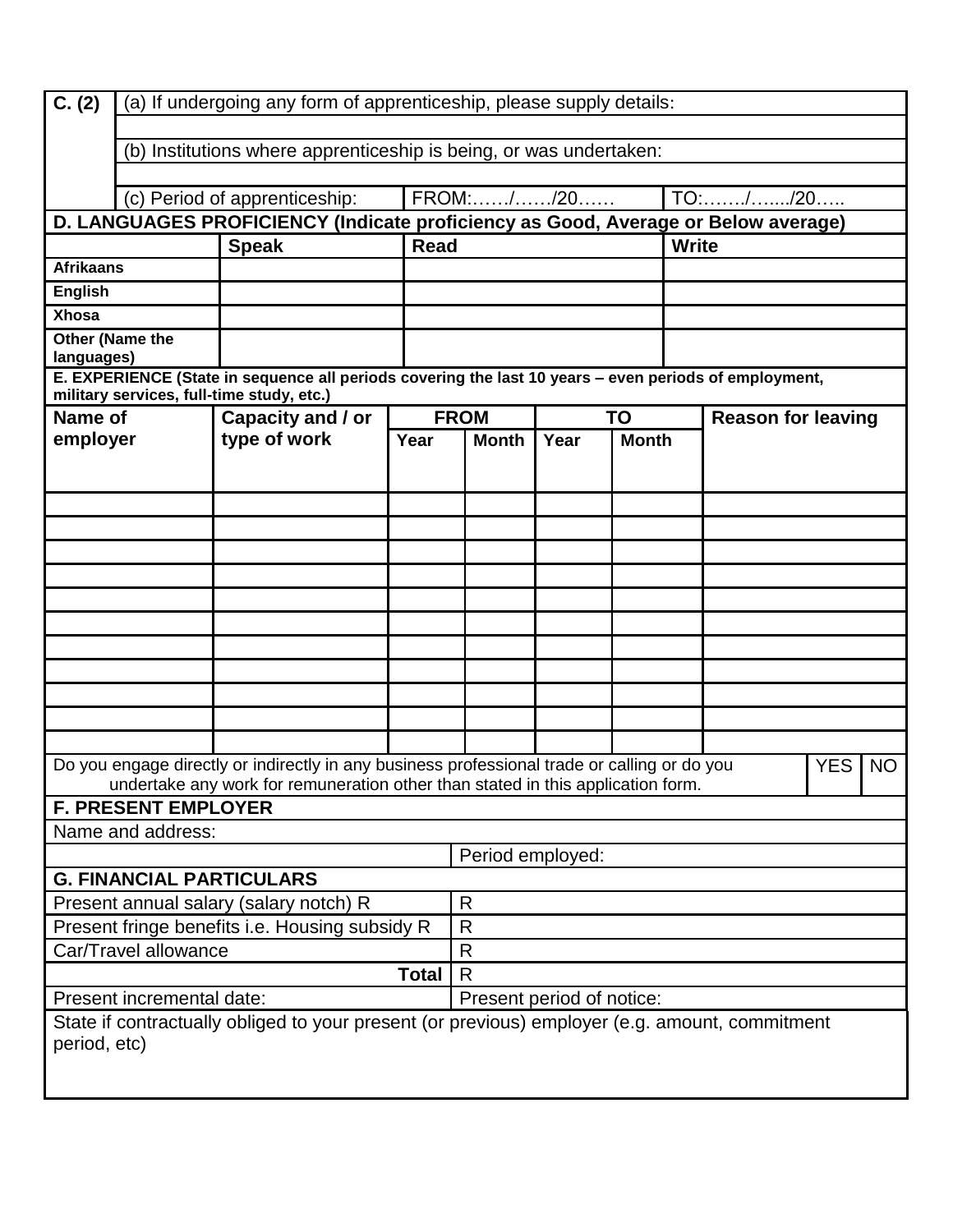| C. (2) | (a) If undergoing any form of apprenticeship, please supply details: | | |
|---|---|---|---|
| | | | |
| | (b) Institutions where apprenticeship is being, or was undertaken: | | |
| | | | |
| | (c) Period of apprenticeship: | FROM:……/……/20…… | TO:……./…..../20….. |

**D. LANGUAGES PROFICIENCY (Indicate proficiency as Good, Average or Below average)**

| | Speak | Read | Write |
|---|---|---|---|
| Afrikaans | | | |
| English | | | |
| Xhosa | | | |
| Other (Name the languages) | | | |

**E. EXPERIENCE (State in sequence all periods covering the last 10 years – even periods of employment, military services, full-time study, etc.)**

| Name of employer | Capacity and / or type of work | FROM | | TO | | Reason for leaving |
|---|---|---|---|---|---|---|
| | | Year | Month | Year | Month | |
| | | | | | | |
| | | | | | | |
| | | | | | | |
| | | | | | | |
| | | | | | | |
| | | | | | | |
| | | | | | | |
| | | | | | | |
| | | | | | | |
| | | | | | | |
| | | | | | | |

| Do you engage directly or indirectly in any business professional trade or calling or do you undertake any work for remuneration other than stated in this application form. | YES | NO |
|---|---|---|

**F. PRESENT EMPLOYER**

| Name and address: | |
|---|---|
| | Period employed: |

**G. FINANCIAL PARTICULARS**

| | |
|---|---|
| Present annual salary (salary notch) R | R |
| Present fringe benefits i.e. Housing subsidy R | R |
| Car/Travel allowance | R |
| **Total** | R |
| Present incremental date: | Present period of notice: |

State if contractually obliged to your present (or previous) employer (e.g. amount, commitment period, etc)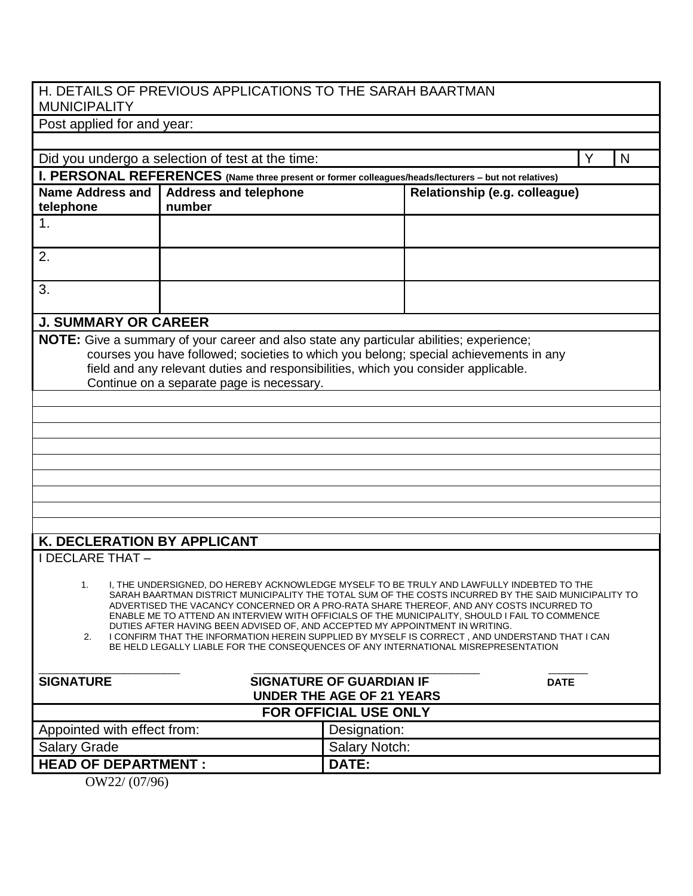| H. DETAILS OF PREVIOUS APPLICATIONS TO THE SARAH BAARTMAN MUNICIPALITY | | |
|---|---|---|
| Post applied for and year: | | |
| | | |
| Did you undergo a selection of test at the time: | Y | N |

**I. PERSONAL REFERENCES** (Name three present or former colleagues/heads/lecturers – but not relatives)

| Name Address and telephone | Address and telephone number | Relationship (e.g. colleague) |
|---|---|---|
| 1. | | |
| 2. | | |
| 3. | | |

**J. SUMMARY OR CAREER**

**NOTE:** Give a summary of your career and also state any particular abilities; experience; courses you have followed; societies to which you belong; special achievements in any field and any relevant duties and responsibilities, which you consider applicable. Continue on a separate page is necessary.

**K. DECLERATION BY APPLICANT**

I DECLARE THAT –

1. I, THE UNDERSIGNED, DO HEREBY ACKNOWLEDGE MYSELF TO BE TRULY AND LAWFULLY INDEBTED TO THE SARAH BAARTMAN DISTRICT MUNICIPALITY THE TOTAL SUM OF THE COSTS INCURRED BY THE SAID MUNICIPALITY TO ADVERTISED THE VACANCY CONCERNED OR A PRO-RATA SHARE THEREOF, AND ANY COSTS INCURRED TO ENABLE ME TO ATTEND AN INTERVIEW WITH OFFICIALS OF THE MUNICIPALITY, SHOULD I FAIL TO COMMENCE DUTIES AFTER HAVING BEEN ADVISED OF, AND ACCEPTED MY APPOINTMENT IN WRITING.
2. I CONFIRM THAT THE INFORMATION HEREIN SUPPLIED BY MYSELF IS CORRECT , AND UNDERSTAND THAT I CAN BE HELD LEGALLY LIABLE FOR THE CONSEQUENCES OF ANY INTERNATIONAL MISREPRESENTATION

| \_\_\_\_\_\_\_\_\_\_\_\_\_\_\_\_\_\_\_\_\_\_ | \_\_\_\_\_\_\_\_\_\_\_\_\_\_\_\_\_\_\_\_\_\_\_\_\_\_\_\_\_\_\_\_\_\_ | \_\_\_\_\_\_ |
|---|---|---|
| **SIGNATURE** | **SIGNATURE OF GUARDIAN IF UNDER THE AGE OF 21 YEARS** | **DATE** |

**FOR OFFICIAL USE ONLY**

| | |
|---|---|
| Appointed with effect from: | Designation: |
| Salary Grade | Salary Notch: |
| **HEAD OF DEPARTMENT :** | **DATE:** |

OW22/ (07/96)